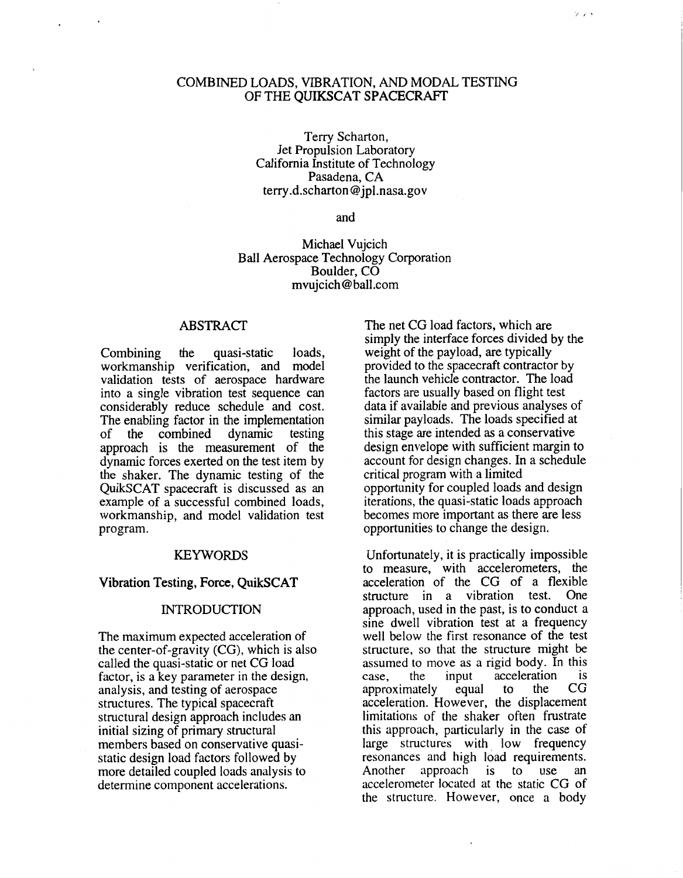# COMBINED LOADS, VIBRATION, AND MODAL TESTING OF THE QUIKSCAT SPACECRAFT

Terry Scharton,
Jet Propulsion Laboratory
California Institute of Technology
Pasadena, CA
terry.d.scharton@jpl.nasa.gov

and

Michael Vujcich
Ball Aerospace Technology Corporation
Boulder, CO
mvujcich@ball.com

## ABSTRACT

Combining the quasi-static loads, workmanship verification, and model validation tests of aerospace hardware into a single vibration test sequence can considerably reduce schedule and cost. The enabling factor in the implementation of the combined dynamic testing approach is the measurement of the dynamic forces exerted on the test item by the shaker. The dynamic testing of the QuikSCAT spacecraft is discussed as an example of a successful combined loads, workmanship, and model validation test program.

## KEYWORDS

**Vibration Testing, Force, QuikSCAT**

## INTRODUCTION

The maximum expected acceleration of the center-of-gravity (CG), which is also called the quasi-static or net CG load factor, is a key parameter in the design, analysis, and testing of aerospace structures. The typical spacecraft structural design approach includes an initial sizing of primary structural members based on conservative quasi-static design load factors followed by more detailed coupled loads analysis to determine component accelerations.

The net CG load factors, which are simply the interface forces divided by the weight of the payload, are typically provided to the spacecraft contractor by the launch vehicle contractor. The load factors are usually based on flight test data if available and previous analyses of similar payloads. The loads specified at this stage are intended as a conservative design envelope with sufficient margin to account for design changes. In a schedule critical program with a limited opportunity for coupled loads and design iterations, the quasi-static loads approach becomes more important as there are less opportunities to change the design.

Unfortunately, it is practically impossible to measure, with accelerometers, the acceleration of the CG of a flexible structure in a vibration test. One approach, used in the past, is to conduct a sine dwell vibration test at a frequency well below the first resonance of the test structure, so that the structure might be assumed to move as a rigid body. In this case, the input acceleration is approximately equal to the CG acceleration. However, the displacement limitations of the shaker often frustrate this approach, particularly in the case of large structures with low frequency resonances and high load requirements. Another approach is to use an accelerometer located at the static CG of the structure. However, once a body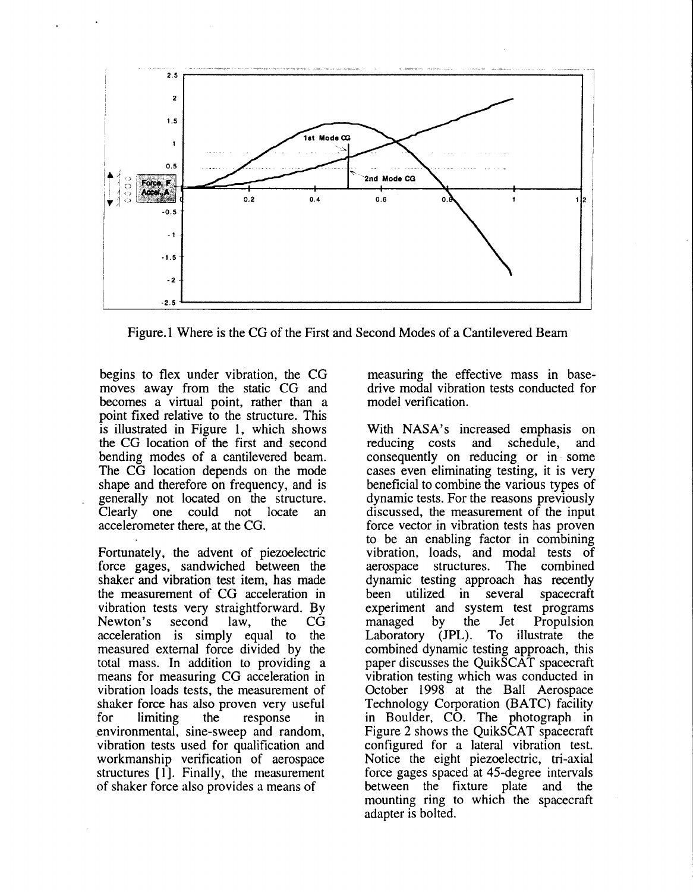Figure.1 Where is the CG of the First and Second Modes of a Cantilevered Beam

begins to flex under vibration, the CG moves away from the static CG and becomes a virtual point, rather than a point fixed relative to the structure. This is illustrated in Figure 1, which shows the CG location of the first and second bending modes of a cantilevered beam. The CG location depends on the mode shape and therefore on frequency, and is generally not located on the structure. Clearly one could not locate an accelerometer there, at the CG.

Fortunately, the advent of piezoelectric force gages, sandwiched between the shaker and vibration test item, has made the measurement of CG acceleration in vibration tests very straightforward. By Newton's second law, the CG acceleration is simply equal to the measured external force divided by the total mass. In addition to providing a means for measuring CG acceleration in vibration loads tests, the measurement of shaker force has also proven very useful for limiting the response in environmental, sine-sweep and random, vibration tests used for qualification and workmanship verification of aerospace structures [1]. Finally, the measurement of shaker force also provides a means of measuring the effective mass in base-drive modal vibration tests conducted for model verification.

With NASA's increased emphasis on reducing costs and schedule, and consequently on reducing or in some cases even eliminating testing, it is very beneficial to combine the various types of dynamic tests. For the reasons previously discussed, the measurement of the input force vector in vibration tests has proven to be an enabling factor in combining vibration, loads, and modal tests of aerospace structures. The combined dynamic testing approach has recently been utilized in several spacecraft experiment and system test programs managed by the Jet Propulsion Laboratory (JPL). To illustrate the combined dynamic testing approach, this paper discusses the QuikSCAT spacecraft vibration testing which was conducted in October 1998 at the Ball Aerospace Technology Corporation (BATC) facility in Boulder, CO. The photograph in Figure 2 shows the QuikSCAT spacecraft configured for a lateral vibration test. Notice the eight piezoelectric, tri-axial force gages spaced at 45-degree intervals between the fixture plate and the mounting ring to which the spacecraft adapter is bolted.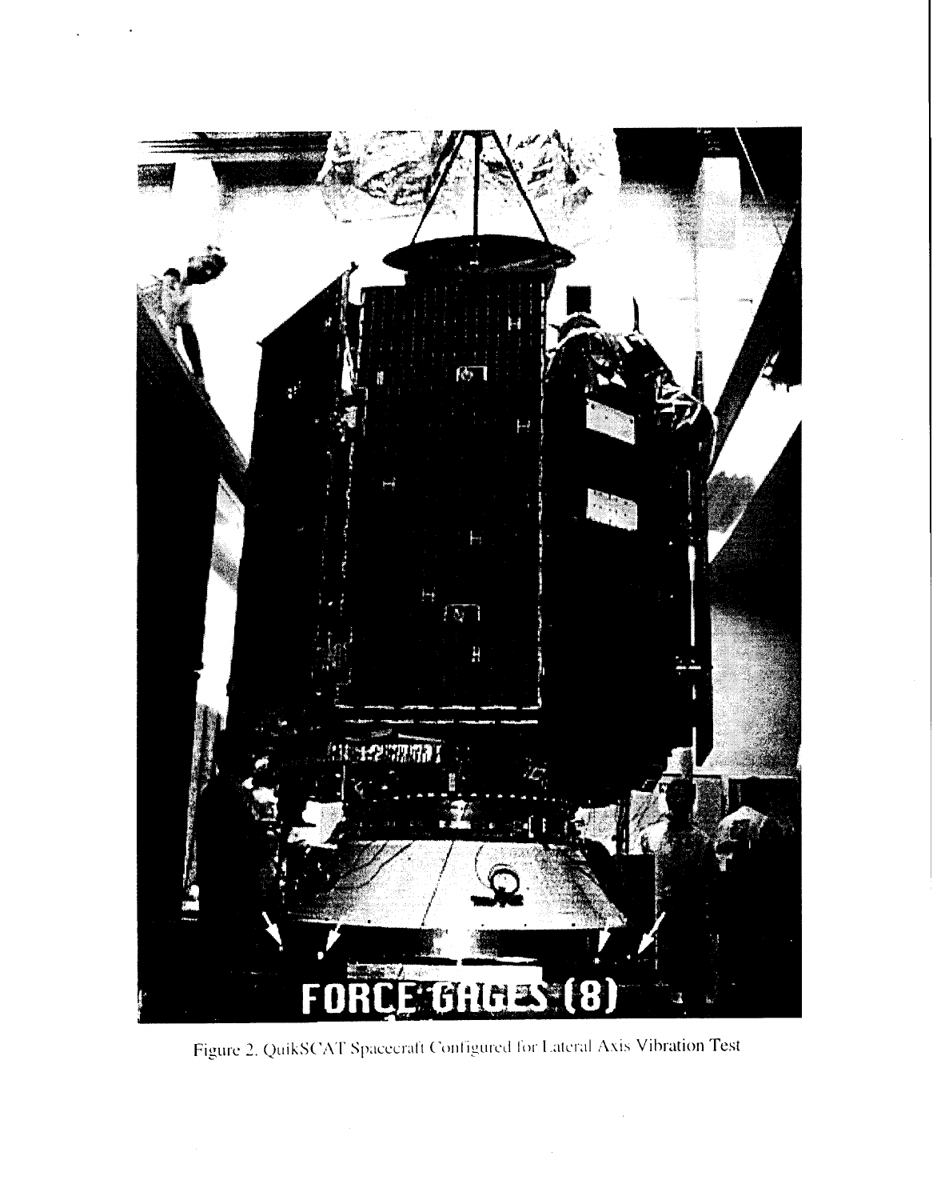Figure 2. QuikSCAT Spacecraft Configured for Lateral Axis Vibration Test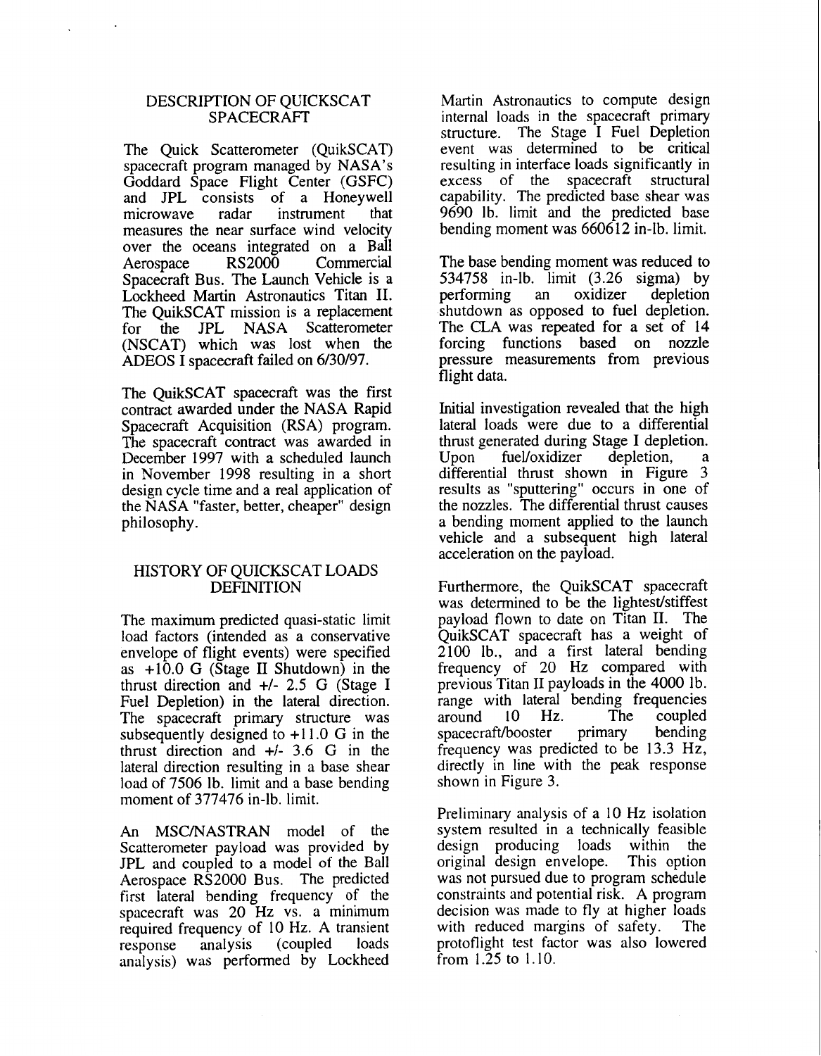## DESCRIPTION OF QUICKSCAT SPACECRAFT

The Quick Scatterometer (QuikSCAT) spacecraft program managed by NASA's Goddard Space Flight Center (GSFC) and JPL consists of a Honeywell microwave radar instrument that measures the near surface wind velocity over the oceans integrated on a Ball Aerospace RS2000 Commercial Spacecraft Bus. The Launch Vehicle is a Lockheed Martin Astronautics Titan II. The QuikSCAT mission is a replacement for the JPL NASA Scatterometer (NSCAT) which was lost when the ADEOS I spacecraft failed on 6/30/97.

The QuikSCAT spacecraft was the first contract awarded under the NASA Rapid Spacecraft Acquisition (RSA) program. The spacecraft contract was awarded in December 1997 with a scheduled launch in November 1998 resulting in a short design cycle time and a real application of the NASA "faster, better, cheaper" design philosophy.

## HISTORY OF QUICKSCAT LOADS DEFINITION

The maximum predicted quasi-static limit load factors (intended as a conservative envelope of flight events) were specified as +10.0 G (Stage II Shutdown) in the thrust direction and +/- 2.5 G (Stage I Fuel Depletion) in the lateral direction. The spacecraft primary structure was subsequently designed to +11.0 G in the thrust direction and +/- 3.6 G in the lateral direction resulting in a base shear load of 7506 lb. limit and a base bending moment of 377476 in-lb. limit.

An MSC/NASTRAN model of the Scatterometer payload was provided by JPL and coupled to a model of the Ball Aerospace RS2000 Bus. The predicted first lateral bending frequency of the spacecraft was 20 Hz vs. a minimum required frequency of 10 Hz. A transient response analysis (coupled loads analysis) was performed by Lockheed Martin Astronautics to compute design internal loads in the spacecraft primary structure. The Stage I Fuel Depletion event was determined to be critical resulting in interface loads significantly in excess of the spacecraft structural capability. The predicted base shear was 9690 lb. limit and the predicted base bending moment was 660612 in-lb. limit.

The base bending moment was reduced to 534758 in-lb. limit (3.26 sigma) by performing an oxidizer depletion shutdown as opposed to fuel depletion. The CLA was repeated for a set of 14 forcing functions based on nozzle pressure measurements from previous flight data.

Initial investigation revealed that the high lateral loads were due to a differential thrust generated during Stage I depletion. Upon fuel/oxidizer depletion, a differential thrust shown in Figure 3 results as "sputtering" occurs in one of the nozzles. The differential thrust causes a bending moment applied to the launch vehicle and a subsequent high lateral acceleration on the payload.

Furthermore, the QuikSCAT spacecraft was determined to be the lightest/stiffest payload flown to date on Titan II. The QuikSCAT spacecraft has a weight of 2100 lb., and a first lateral bending frequency of 20 Hz compared with previous Titan II payloads in the 4000 lb. range with lateral bending frequencies around 10 Hz. The coupled spacecraft/booster primary bending frequency was predicted to be 13.3 Hz, directly in line with the peak response shown in Figure 3.

Preliminary analysis of a 10 Hz isolation system resulted in a technically feasible design producing loads within the original design envelope. This option was not pursued due to program schedule constraints and potential risk. A program decision was made to fly at higher loads with reduced margins of safety. The protoflight test factor was also lowered from 1.25 to 1.10.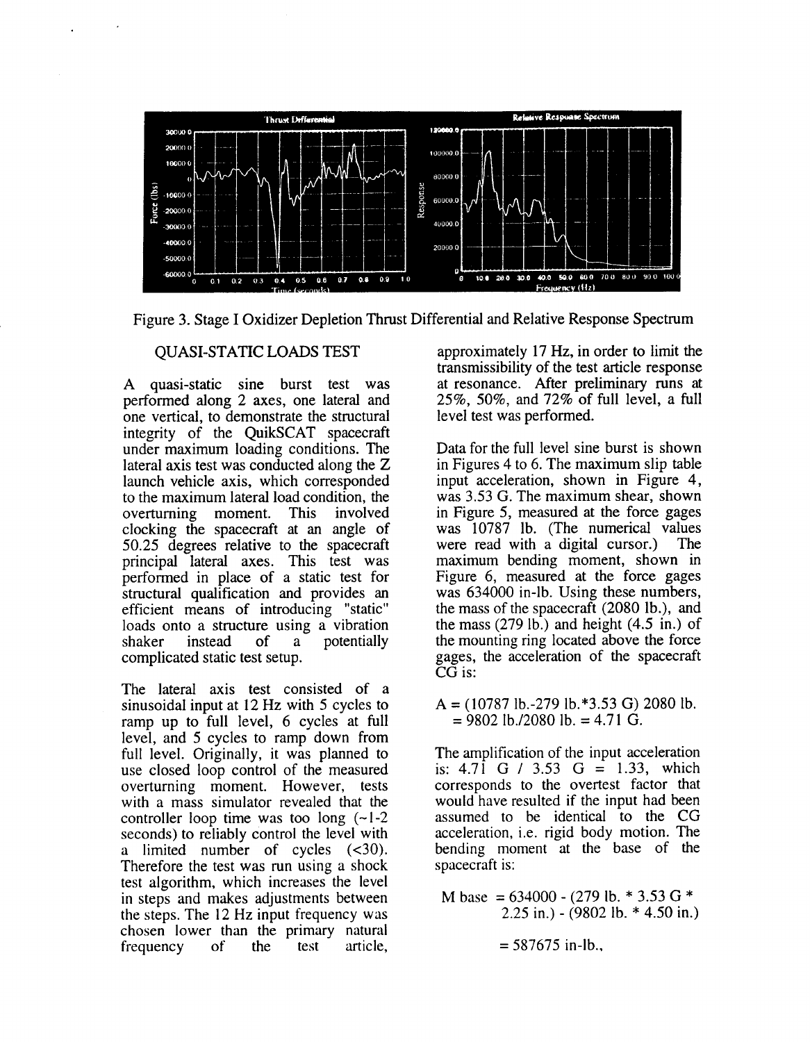Figure 3. Stage I Oxidizer Depletion Thrust Differential and Relative Response Spectrum

## QUASI-STATIC LOADS TEST

A quasi-static sine burst test was performed along 2 axes, one lateral and one vertical, to demonstrate the structural integrity of the QuikSCAT spacecraft under maximum loading conditions. The lateral axis test was conducted along the Z launch vehicle axis, which corresponded to the maximum lateral load condition, the overturning moment. This involved clocking the spacecraft at an angle of 50.25 degrees relative to the spacecraft principal lateral axes. This test was performed in place of a static test for structural qualification and provides an efficient means of introducing "static" loads onto a structure using a vibration shaker instead of a potentially complicated static test setup.

The lateral axis test consisted of a sinusoidal input at 12 Hz with 5 cycles to ramp up to full level, 6 cycles at full level, and 5 cycles to ramp down from full level. Originally, it was planned to use closed loop control of the measured overturning moment. However, tests with a mass simulator revealed that the controller loop time was too long (~1-2 seconds) to reliably control the level with a limited number of cycles (<30). Therefore the test was run using a shock test algorithm, which increases the level in steps and makes adjustments between the steps. The 12 Hz input frequency was chosen lower than the primary natural frequency of the test article, approximately 17 Hz, in order to limit the transmissibility of the test article response at resonance. After preliminary runs at 25%, 50%, and 72% of full level, a full level test was performed.

Data for the full level sine burst is shown in Figures 4 to 6. The maximum slip table input acceleration, shown in Figure 4, was 3.53 G. The maximum shear, shown in Figure 5, measured at the force gages was 10787 lb. (The numerical values were read with a digital cursor.) The maximum bending moment, shown in Figure 6, measured at the force gages was 634000 in-lb. Using these numbers, the mass of the spacecraft (2080 lb.), and the mass (279 lb.) and height (4.5 in.) of the mounting ring located above the force gages, the acceleration of the spacecraft CG is:

$$A = (10787 \text{ lb.} - 279 \text{ lb.} * 3.53 \text{ G})\ 2080 \text{ lb.} = 9802 \text{ lb.}/2080 \text{ lb.} = 4.71 \text{ G.}$$

The amplification of the input acceleration is: $4.71 \text{ G} / 3.53 \text{ G} = 1.33$, which corresponds to the overtest factor that would have resulted if the input had been assumed to be identical to the CG acceleration, i.e. rigid body motion. The bending moment at the base of the spacecraft is:

$$M_{base} = 634000 - (279 \text{ lb.} * 3.53 \text{ G} * 2.25 \text{ in.}) - (9802 \text{ lb.} * 4.50 \text{ in.})$$

$$= 587675 \text{ in-lb.,}$$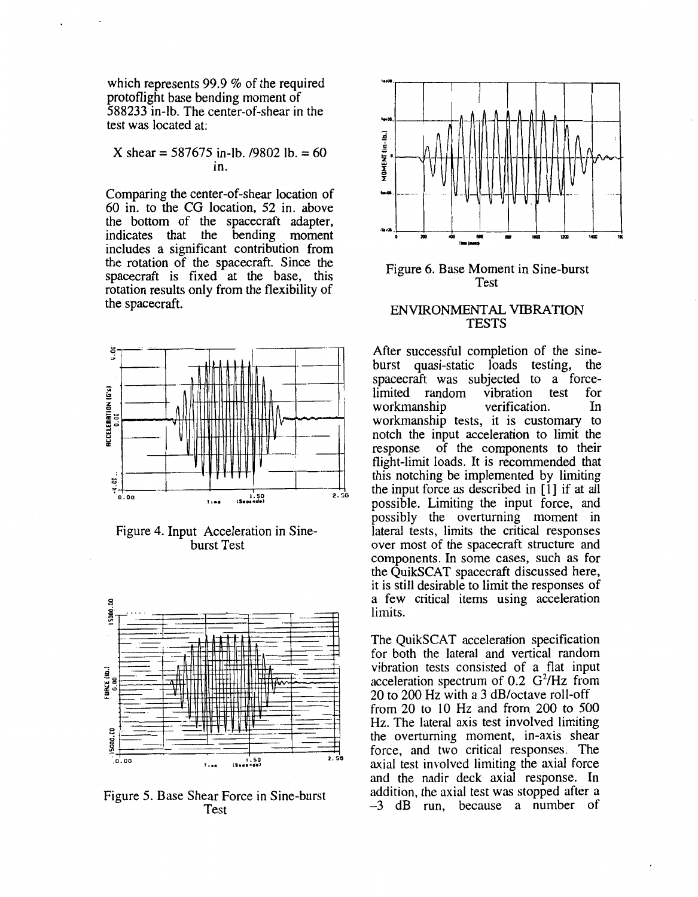which represents 99.9 % of the required protoflight base bending moment of 588233 in-lb. The center-of-shear in the test was located at:

X shear = 587675 in-lb. /9802 lb. = 60 in.

Comparing the center-of-shear location of 60 in. to the CG location, 52 in. above the bottom of the spacecraft adapter, indicates that the bending moment includes a significant contribution from the rotation of the spacecraft. Since the spacecraft is fixed at the base, this rotation results only from the flexibility of the spacecraft.

Figure 4. Input Acceleration in Sine-burst Test

Figure 5. Base Shear Force in Sine-burst Test

Figure 6. Base Moment in Sine-burst Test

## ENVIRONMENTAL VIBRATION TESTS

After successful completion of the sine-burst quasi-static loads testing, the spacecraft was subjected to a force-limited random vibration test for workmanship verification. In workmanship tests, it is customary to notch the input acceleration to limit the response of the components to their flight-limit loads. It is recommended that this notching be implemented by limiting the input force as described in [1] if at all possible. Limiting the input force, and possibly the overturning moment in lateral tests, limits the critical responses over most of the spacecraft structure and components. In some cases, such as for the QuikSCAT spacecraft discussed here, it is still desirable to limit the responses of a few critical items using acceleration limits.

The QuikSCAT acceleration specification for both the lateral and vertical random vibration tests consisted of a flat input acceleration spectrum of 0.2 $G^2/Hz$ from 20 to 200 Hz with a 3 dB/octave roll-off from 20 to 10 Hz and from 200 to 500 Hz. The lateral axis test involved limiting the overturning moment, in-axis shear force, and two critical responses. The axial test involved limiting the axial force and the nadir deck axial response. In addition, the axial test was stopped after a –3 dB run, because a number of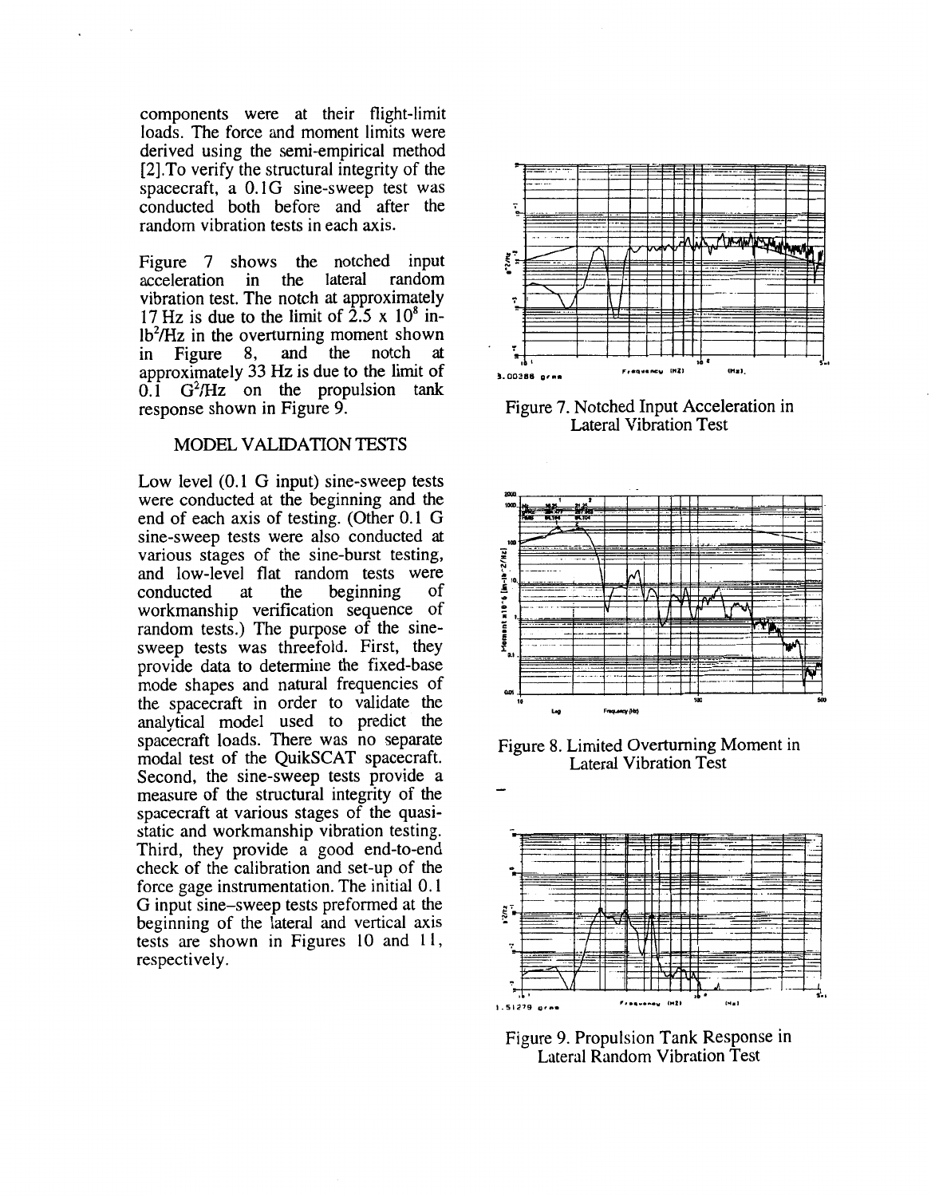components were at their flight-limit loads. The force and moment limits were derived using the semi-empirical method [2]. To verify the structural integrity of the spacecraft, a 0.1G sine-sweep test was conducted both before and after the random vibration tests in each axis.

Figure 7 shows the notched input acceleration in the lateral random vibration test. The notch at approximately 17 Hz is due to the limit of $2.5 \times 10^8$ in-lb$^2$/Hz in the overturning moment shown in Figure 8, and the notch at approximately 33 Hz is due to the limit of 0.1 G$^2$/Hz on the propulsion tank response shown in Figure 9.

## MODEL VALIDATION TESTS

Low level (0.1 G input) sine-sweep tests were conducted at the beginning and the end of each axis of testing. (Other 0.1 G sine-sweep tests were also conducted at various stages of the sine-burst testing, and low-level flat random tests were conducted at the beginning of workmanship verification sequence of random tests.) The purpose of the sine-sweep tests was threefold. First, they provide data to determine the fixed-base mode shapes and natural frequencies of the spacecraft in order to validate the analytical model used to predict the spacecraft loads. There was no separate modal test of the QuikSCAT spacecraft. Second, the sine-sweep tests provide a measure of the structural integrity of the spacecraft at various stages of the quasi-static and workmanship vibration testing. Third, they provide a good end-to-end check of the calibration and set-up of the force gage instrumentation. The initial 0.1 G input sine–sweep tests preformed at the beginning of the lateral and vertical axis tests are shown in Figures 10 and 11, respectively.

Figure 7. Notched Input Acceleration in Lateral Vibration Test

Figure 8. Limited Overturning Moment in Lateral Vibration Test

Figure 9. Propulsion Tank Response in Lateral Random Vibration Test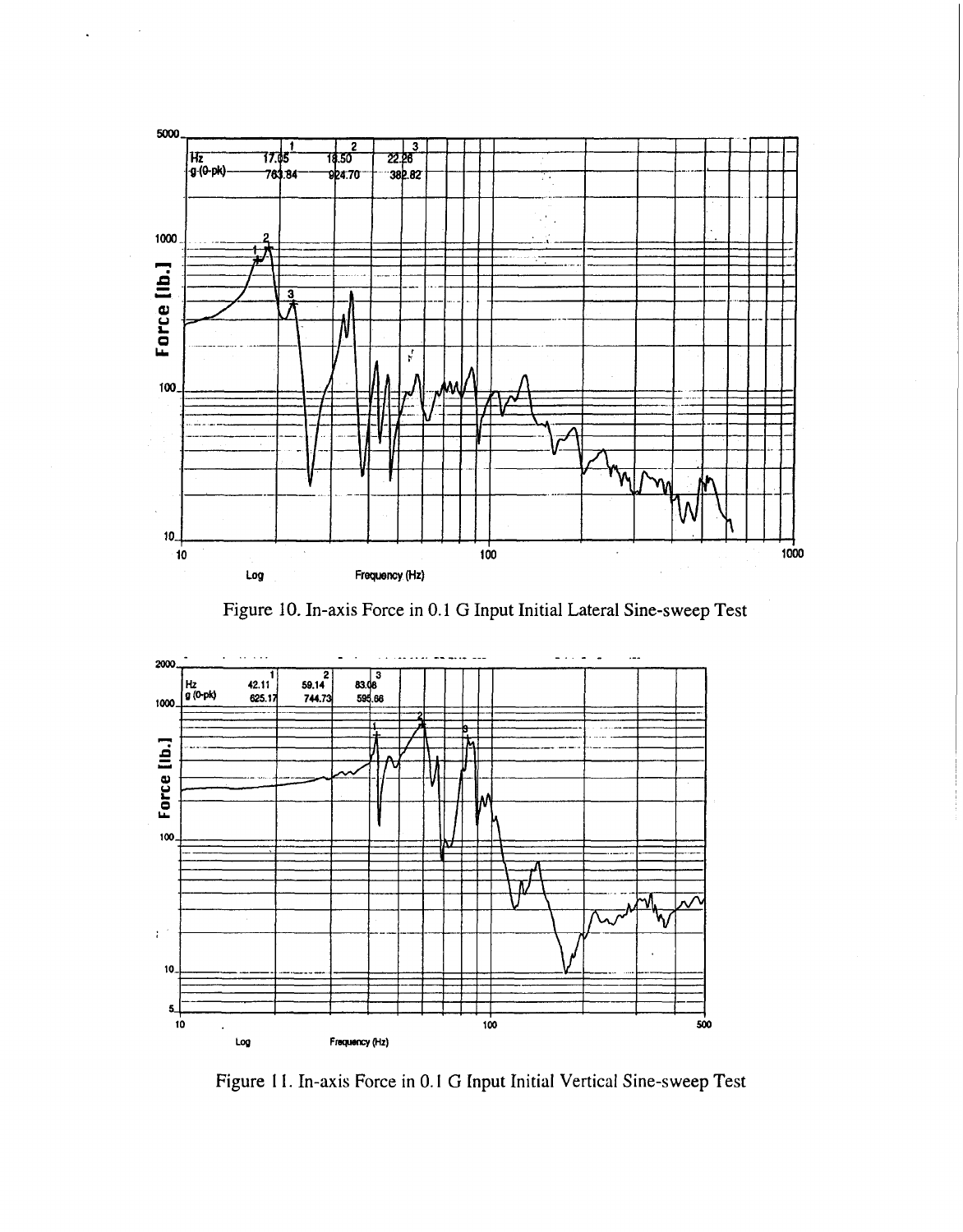| Hz | 1 | 2 | 3 |
|---|---|---|---|
| Hz | 17.05 | 18.50 | 22.26 |
| g (0-pk) | 763.84 | 924.70 | 382.82 |

Force [lb.]

Log Frequency (Hz)

Figure 10. In-axis Force in 0.1 G Input Initial Lateral Sine-sweep Test

| Hz | 1 | 2 | 3 |
|---|---|---|---|
| Hz | 42.11 | 59.14 | 83.08 |
| g (0-pk) | 625.17 | 744.73 | 595.66 |

Force [lb.]

Log Frequency (Hz)

Figure 11. In-axis Force in 0.1 G Input Initial Vertical Sine-sweep Test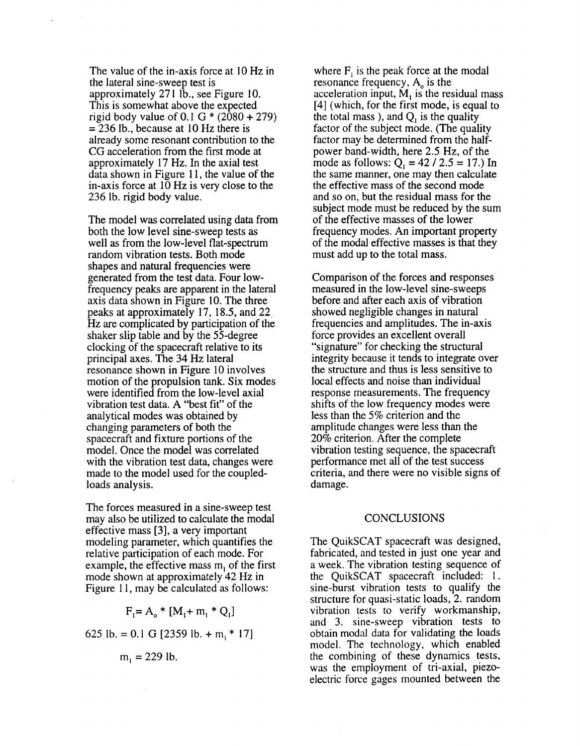The value of the in-axis force at 10 Hz in the lateral sine-sweep test is approximately 271 lb., see Figure 10. This is somewhat above the expected rigid body value of 0.1 G * (2080 + 279) = 236 lb., because at 10 Hz there is already some resonant contribution to the CG acceleration from the first mode at approximately 17 Hz. In the axial test data shown in Figure 11, the value of the in-axis force at 10 Hz is very close to the 236 lb. rigid body value.

The model was correlated using data from both the low level sine-sweep tests as well as from the low-level flat-spectrum random vibration tests. Both mode shapes and natural frequencies were generated from the test data. Four low-frequency peaks are apparent in the lateral axis data shown in Figure 10. The three peaks at approximately 17, 18.5, and 22 Hz are complicated by participation of the shaker slip table and by the 55-degree clocking of the spacecraft relative to its principal axes. The 34 Hz lateral resonance shown in Figure 10 involves motion of the propulsion tank. Six modes were identified from the low-level axial vibration test data. A "best fit" of the analytical modes was obtained by changing parameters of both the spacecraft and fixture portions of the model. Once the model was correlated with the vibration test data, changes were made to the model used for the coupled-loads analysis.

The forces measured in a sine-sweep test may also be utilized to calculate the modal effective mass [3], a very important modeling parameter, which quantifies the relative participation of each mode. For example, the effective mass $m_1$ of the first mode shown at approximately 42 Hz in Figure 11, may be calculated as follows:

$$F_1 = A_o * [M_1 + m_1 * Q_1]$$

$$625 \text{ lb.} = 0.1 \text{ G} [2359 \text{ lb.} + m_1 * 17]$$

$$m_1 = 229 \text{ lb.}$$

where $F_1$ is the peak force at the modal resonance frequency, $A_o$ is the acceleration input, $M_1$ is the residual mass [4] (which, for the first mode, is equal to the total mass ), and $Q_1$ is the quality factor of the subject mode. (The quality factor may be determined from the half-power band-width, here 2.5 Hz, of the mode as follows: $Q_1 = 42 / 2.5 = 17$.) In the same manner, one may then calculate the effective mass of the second mode and so on, but the residual mass for the subject mode must be reduced by the sum of the effective masses of the lower frequency modes. An important property of the modal effective masses is that they must add up to the total mass.

Comparison of the forces and responses measured in the low-level sine-sweeps before and after each axis of vibration showed negligible changes in natural frequencies and amplitudes. The in-axis force provides an excellent overall "signature" for checking the structural integrity because it tends to integrate over the structure and thus is less sensitive to local effects and noise than individual response measurements. The frequency shifts of the low frequency modes were less than the 5% criterion and the amplitude changes were less than the 20% criterion. After the complete vibration testing sequence, the spacecraft performance met all of the test success criteria, and there were no visible signs of damage.

## CONCLUSIONS

The QuikSCAT spacecraft was designed, fabricated, and tested in just one year and a week. The vibration testing sequence of the QuikSCAT spacecraft included: 1. sine-burst vibration tests to qualify the structure for quasi-static loads, 2. random vibration tests to verify workmanship, and 3. sine-sweep vibration tests to obtain modal data for validating the loads model. The technology, which enabled the combining of these dynamics tests, was the employment of tri-axial, piezo-electric force gages mounted between the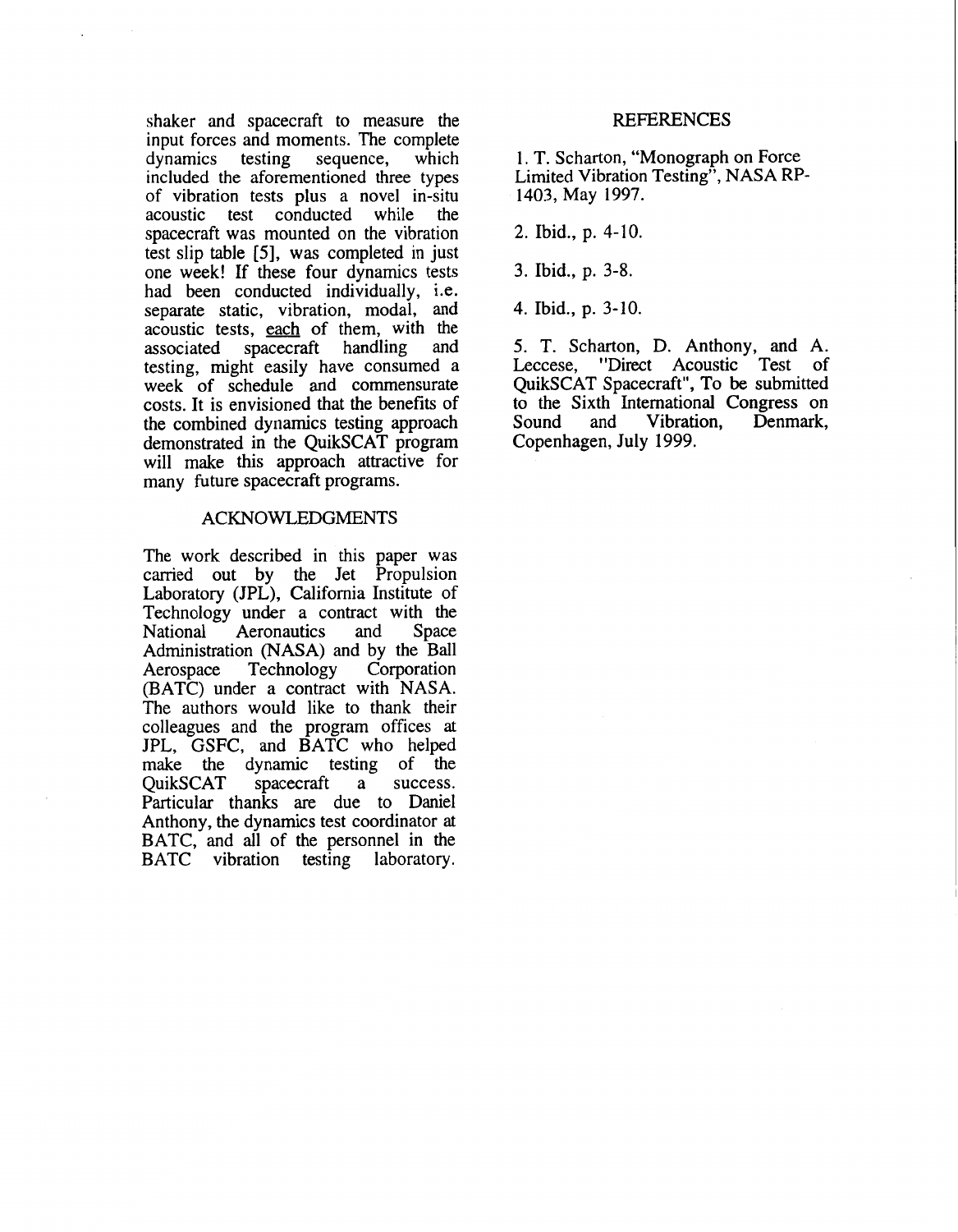shaker and spacecraft to measure the input forces and moments. The complete dynamics testing sequence, which included the aforementioned three types of vibration tests plus a novel in-situ acoustic test conducted while the spacecraft was mounted on the vibration test slip table [5], was completed in just one week! If these four dynamics tests had been conducted individually, i.e. separate static, vibration, modal, and acoustic tests, <u>each</u> of them, with the associated spacecraft handling and testing, might easily have consumed a week of schedule and commensurate costs. It is envisioned that the benefits of the combined dynamics testing approach demonstrated in the QuikSCAT program will make this approach attractive for many future spacecraft programs.

## ACKNOWLEDGMENTS

The work described in this paper was carried out by the Jet Propulsion Laboratory (JPL), California Institute of Technology under a contract with the National Aeronautics and Space Administration (NASA) and by the Ball Aerospace Technology Corporation (BATC) under a contract with NASA. The authors would like to thank their colleagues and the program offices at JPL, GSFC, and BATC who helped make the dynamic testing of the QuikSCAT spacecraft a success. Particular thanks are due to Daniel Anthony, the dynamics test coordinator at BATC, and all of the personnel in the BATC vibration testing laboratory.

## REFERENCES

1. T. Scharton, "Monograph on Force Limited Vibration Testing", NASA RP-1403, May 1997.

2. Ibid., p. 4-10.

3. Ibid., p. 3-8.

4. Ibid., p. 3-10.

5. T. Scharton, D. Anthony, and A. Leccese, "Direct Acoustic Test of QuikSCAT Spacecraft", To be submitted to the Sixth International Congress on Sound and Vibration, Denmark, Copenhagen, July 1999.